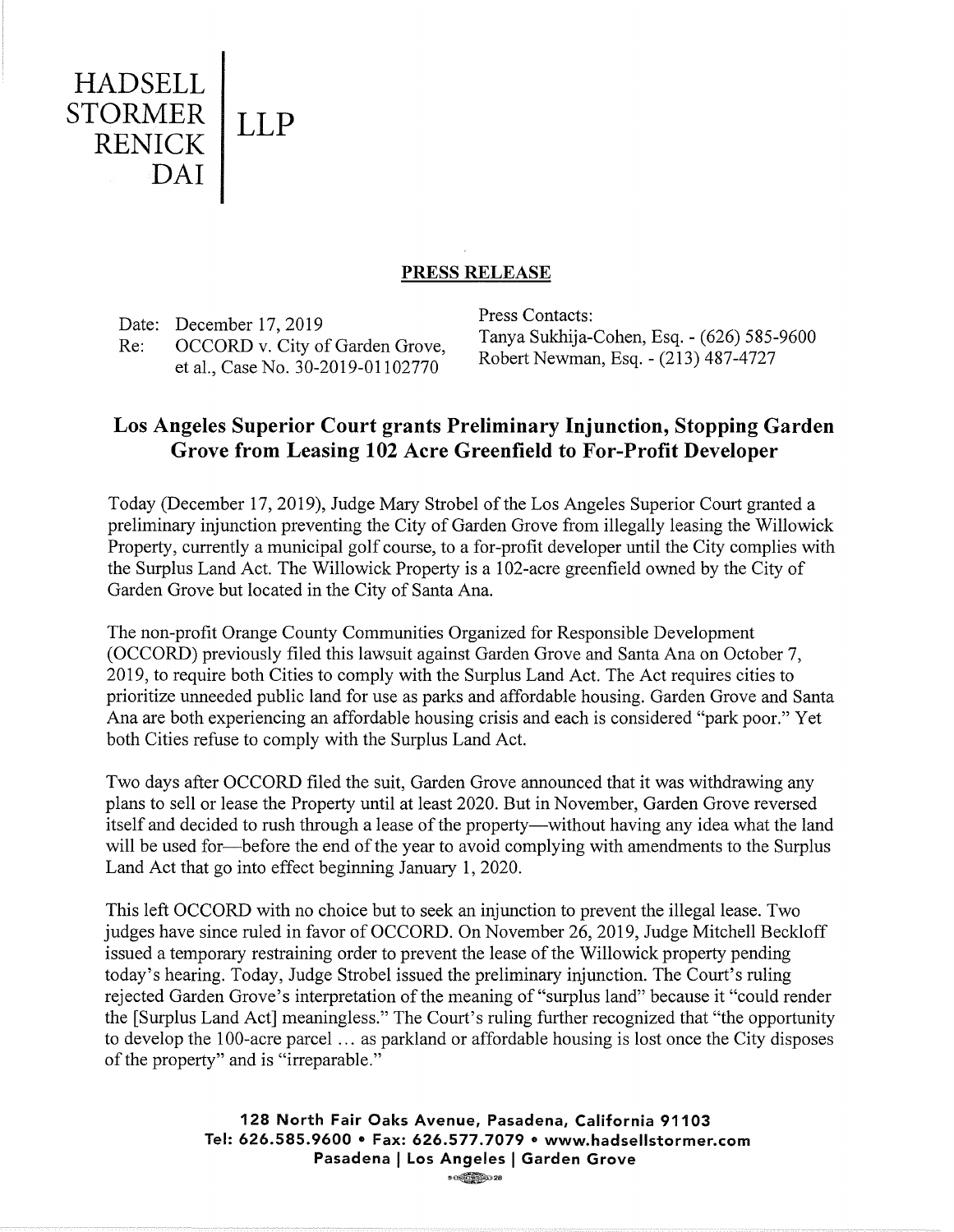HADSELL
STORMER
RENICK
DAI

LLP

**PRESS RELEASE**

Date: December 17, 2019
Re: OCCORD v. City of Garden Grove, et al., Case No. 30-2019-01102770

Press Contacts:
Tanya Sukhija-Cohen, Esq. - (626) 585-9600
Robert Newman, Esq. - (213) 487-4727

## Los Angeles Superior Court grants Preliminary Injunction, Stopping Garden Grove from Leasing 102 Acre Greenfield to For-Profit Developer

Today (December 17, 2019), Judge Mary Strobel of the Los Angeles Superior Court granted a preliminary injunction preventing the City of Garden Grove from illegally leasing the Willowick Property, currently a municipal golf course, to a for-profit developer until the City complies with the Surplus Land Act. The Willowick Property is a 102-acre greenfield owned by the City of Garden Grove but located in the City of Santa Ana.

The non-profit Orange County Communities Organized for Responsible Development (OCCORD) previously filed this lawsuit against Garden Grove and Santa Ana on October 7, 2019, to require both Cities to comply with the Surplus Land Act. The Act requires cities to prioritize unneeded public land for use as parks and affordable housing. Garden Grove and Santa Ana are both experiencing an affordable housing crisis and each is considered "park poor." Yet both Cities refuse to comply with the Surplus Land Act.

Two days after OCCORD filed the suit, Garden Grove announced that it was withdrawing any plans to sell or lease the Property until at least 2020. But in November, Garden Grove reversed itself and decided to rush through a lease of the property—without having any idea what the land will be used for—before the end of the year to avoid complying with amendments to the Surplus Land Act that go into effect beginning January 1, 2020.

This left OCCORD with no choice but to seek an injunction to prevent the illegal lease. Two judges have since ruled in favor of OCCORD. On November 26, 2019, Judge Mitchell Beckloff issued a temporary restraining order to prevent the lease of the Willowick property pending today's hearing. Today, Judge Strobel issued the preliminary injunction. The Court's ruling rejected Garden Grove's interpretation of the meaning of "surplus land" because it "could render the [Surplus Land Act] meaningless." The Court's ruling further recognized that "the opportunity to develop the 100-acre parcel … as parkland or affordable housing is lost once the City disposes of the property" and is "irreparable."

**128 North Fair Oaks Avenue, Pasadena, California 91103**
**Tel: 626.585.9600 • Fax: 626.577.7079 • www.hadsellstormer.com**
**Pasadena | Los Angeles | Garden Grove**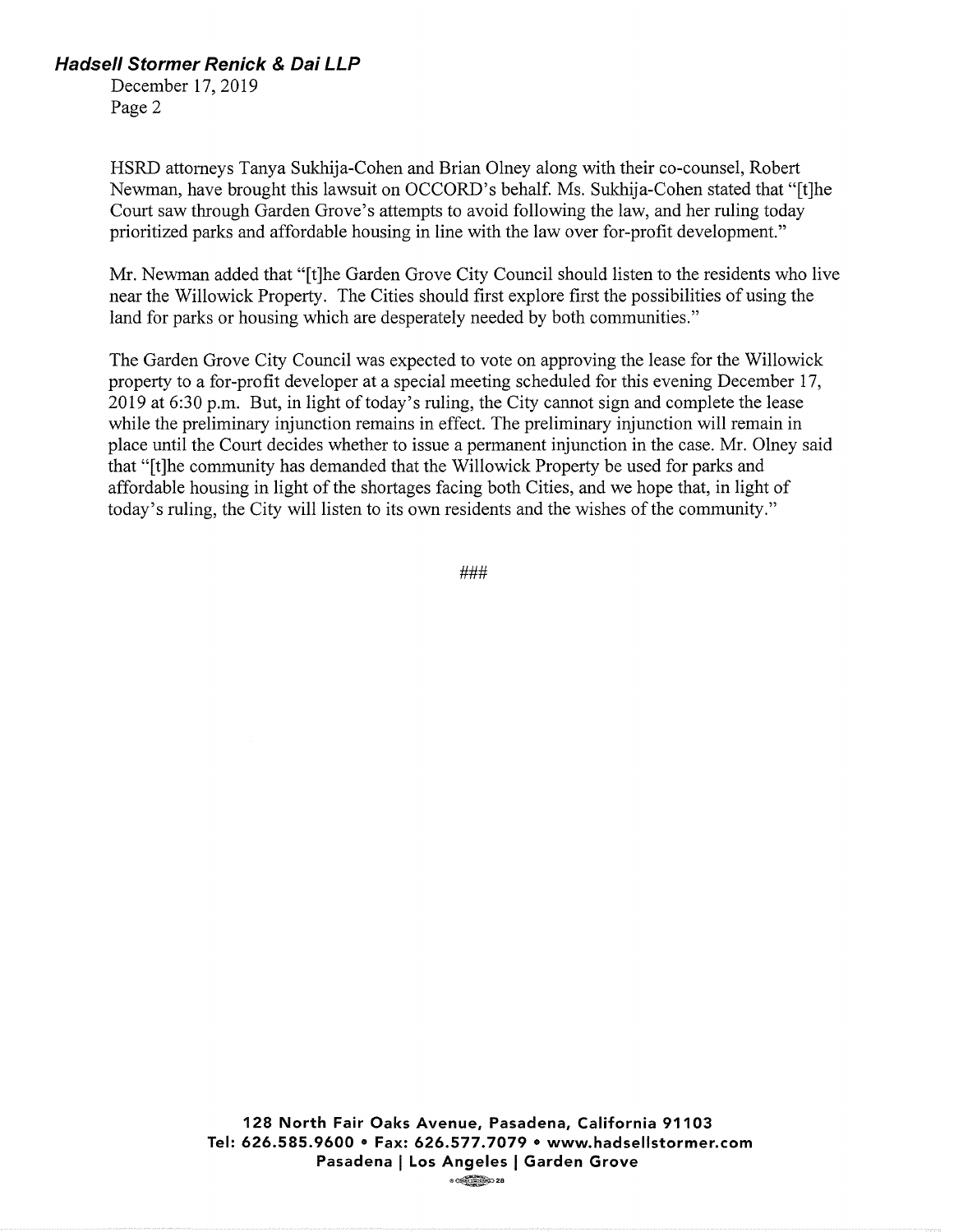HSRD attorneys Tanya Sukhija-Cohen and Brian Olney along with their co-counsel, Robert Newman, have brought this lawsuit on OCCORD's behalf. Ms. Sukhija-Cohen stated that "[t]he Court saw through Garden Grove's attempts to avoid following the law, and her ruling today prioritized parks and affordable housing in line with the law over for-profit development."

Mr. Newman added that "[t]he Garden Grove City Council should listen to the residents who live near the Willowick Property. The Cities should first explore first the possibilities of using the land for parks or housing which are desperately needed by both communities."

The Garden Grove City Council was expected to vote on approving the lease for the Willowick property to a for-profit developer at a special meeting scheduled for this evening December 17, 2019 at 6:30 p.m. But, in light of today's ruling, the City cannot sign and complete the lease while the preliminary injunction remains in effect. The preliminary injunction will remain in place until the Court decides whether to issue a permanent injunction in the case. Mr. Olney said that "[t]he community has demanded that the Willowick Property be used for parks and affordable housing in light of the shortages facing both Cities, and we hope that, in light of today's ruling, the City will listen to its own residents and the wishes of the community."

###